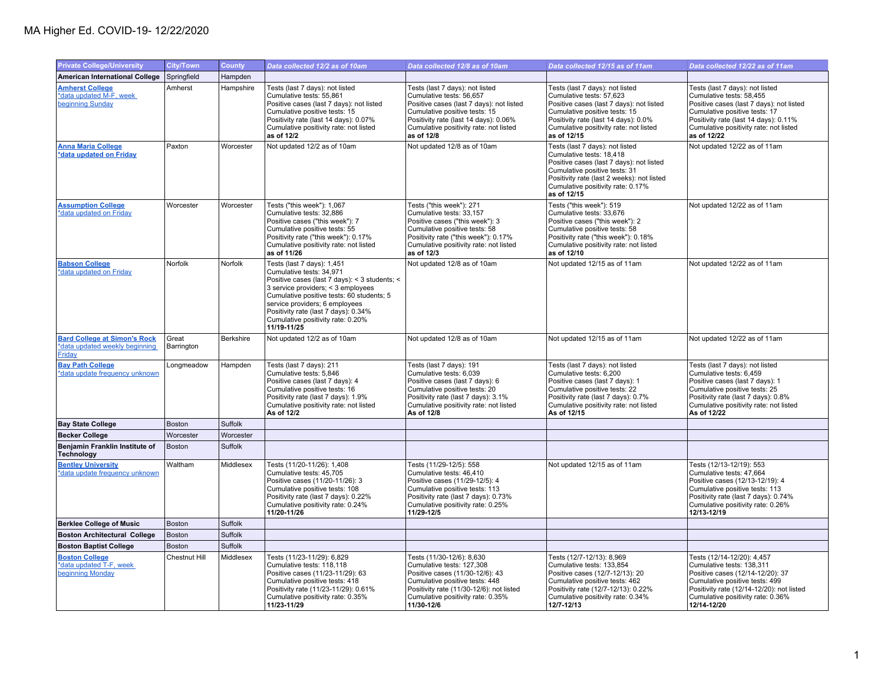# MA Higher Ed. COVID-19- 12/22/2020

| Private College/University | City/Town | County | Data collected 12/2 as of 10am | Data collected 12/8 as of 10am | Data collected 12/15 as of 11am | Data collected 12/22 as of 11am |
|---|---|---|---|---|---|---|
| **American International College** | Springfield | Hampden | | | | |
| **Amherst College** *data updated M-F, week beginning Sunday | Amherst | Hampshire | Tests (last 7 days): not listed<br>Cumulative tests: 55,861<br>Positive cases (last 7 days): not listed<br>Cumulative positive tests: 15<br>Positivity rate (last 14 days): 0.07%<br>Cumulative positivity rate: not listed<br>**as of 12/2** | Tests (last 7 days): not listed<br>Cumulative tests: 56,657<br>Positive cases (last 7 days): not listed<br>Cumulative positive tests: 15<br>Positivity rate (last 14 days): 0.06%<br>Cumulative positivity rate: not listed<br>**as of 12/8** | Tests (last 7 days): not listed<br>Cumulative tests: 57,623<br>Positive cases (last 7 days): not listed<br>Cumulative positive tests: 15<br>Positivity rate (last 14 days): 0.0%<br>Cumulative positivity rate: not listed<br>**as of 12/15** | Tests (last 7 days): not listed<br>Cumulative tests: 58,455<br>Positive cases (last 7 days): not listed<br>Cumulative positive tests: 17<br>Positivity rate (last 14 days): 0.11%<br>Cumulative positivity rate: not listed<br>**as of 12/22** |
| **Anna Maria College** ***data updated on Friday** | Paxton | Worcester | Not updated 12/2 as of 10am | Not updated 12/8 as of 10am | Tests (last 7 days): not listed<br>Cumulative tests: 18,418<br>Positive cases (last 7 days): not listed<br>Cumulative positive tests: 31<br>Positivity rate (last 2 weeks): not listed<br>Cumulative positivity rate: 0.17%<br>**as of 12/15** | Not updated 12/22 as of 11am |
| **Assumption College** *data updated on Friday | Worcester | Worcester | Tests ("this week"): 1,067<br>Cumulative tests: 32,886<br>Positive cases ("this week"): 7<br>Cumulative positive tests: 55<br>Positivity rate ("this week"): 0.17%<br>Cumulative positivity rate: not listed<br>**as of 11/26** | Tests ("this week"): 271<br>Cumulative tests: 33,157<br>Positive cases ("this week"): 3<br>Cumulative positive tests: 58<br>Positivity rate ("this week"): 0.17%<br>Cumulative positivity rate: not listed<br>**as of 12/3** | Tests ("this week"): 519<br>Cumulative tests: 33,676<br>Positive cases ("this week"): 2<br>Cumulative positive tests: 58<br>Positivity rate ("this week"): 0.18%<br>Cumulative positivity rate: not listed<br>**as of 12/10** | Not updated 12/22 as of 11am |
| **Babson College** *data updated on Friday | Norfolk | Norfolk | Tests (last 7 days): 1,451<br>Cumulative tests: 34,971<br>Positive cases (last 7 days): < 3 students; < 3 service providers; < 3 employees<br>Cumulative positive tests: 60 students; 5 service providers; 6 employees<br>Positivity rate (last 7 days): 0.34%<br>Cumulative positivity rate: 0.20%<br>**11/19-11/25** | Not updated 12/8 as of 10am | Not updated 12/15 as of 11am | Not updated 12/22 as of 11am |
| **Bard College at Simon's Rock** *data updated weekly beginning Friday | Great Barrington | Berkshire | Not updated 12/2 as of 10am | Not updated 12/8 as of 10am | Not updated 12/15 as of 11am | Not updated 12/22 as of 11am |
| **Bay Path College** *data update frequency unknown | Longmeadow | Hampden | Tests (last 7 days): 211<br>Cumulative tests: 5,846<br>Positive cases (last 7 days): 4<br>Cumulative positive tests: 16<br>Positivity rate (last 7 days): 1.9%<br>Cumulative positivity rate: not listed<br>**As of 12/2** | Tests (last 7 days): 191<br>Cumulative tests: 6,039<br>Positive cases (last 7 days): 6<br>Cumulative positive tests: 20<br>Positivity rate (last 7 days): 3.1%<br>Cumulative positivity rate: not listed<br>**As of 12/8** | Tests (last 7 days): not listed<br>Cumulative tests: 6,200<br>Positive cases (last 7 days): 1<br>Cumulative positive tests: 22<br>Positivity rate (last 7 days): 0.7%<br>Cumulative positivity rate: not listed<br>**As of 12/15** | Tests (last 7 days): not listed<br>Cumulative tests: 6,459<br>Positive cases (last 7 days): 1<br>Cumulative positive tests: 25<br>Positivity rate (last 7 days): 0.8%<br>Cumulative positivity rate: not listed<br>**As of 12/22** |
| **Bay State College** | Boston | Suffolk | | | | |
| **Becker College** | Worcester | Worcester | | | | |
| **Benjamin Franklin Institute of Technology** | Boston | Suffolk | | | | |
| **Bentley University** *data update frequency unknown | Waltham | Middlesex | Tests (11/20-11/26): 1,408<br>Cumulative tests: 45,705<br>Positive cases (11/20-11/26): 3<br>Cumulative positive tests: 108<br>Positivity rate (last 7 days): 0.22%<br>Cumulative positivity rate: 0.24%<br>**11/20-11/26** | Tests (11/29-12/5): 558<br>Cumulative tests: 46,410<br>Positive cases (11/29-12/5): 4<br>Cumulative positive tests: 113<br>Positivity rate (last 7 days): 0.73%<br>Cumulative positivity rate: 0.25%<br>**11/29-12/5** | Not updated 12/15 as of 11am | Tests (12/13-12/19): 553<br>Cumulative tests: 47,664<br>Positive cases (12/13-12/19): 4<br>Cumulative positive tests: 113<br>Positivity rate (last 7 days): 0.74%<br>Cumulative positivity rate: 0.26%<br>**12/13-12/19** |
| **Berklee College of Music** | Boston | Suffolk | | | | |
| **Boston Architectural College** | Boston | Suffolk | | | | |
| **Boston Baptist College** | Boston | Suffolk | | | | |
| **Boston College** *data updated T-F, week beginning Monday | Chestnut Hill | Middlesex | Tests (11/23-11/29): 6,829<br>Cumulative tests: 118,118<br>Positive cases (11/23-11/29): 63<br>Cumulative positive tests: 418<br>Positivity rate (11/23-11/29): 0.61%<br>Cumulative positivity rate: 0.35%<br>**11/23-11/29** | Tests (11/30-12/6): 8,630<br>Cumulative tests: 127,308<br>Positive cases (11/30-12/6): 43<br>Cumulative positive tests: 448<br>Positivity rate (11/30-12/6): not listed<br>Cumulative positivity rate: 0.35%<br>**11/30-12/6** | Tests (12/7-12/13): 8,969<br>Cumulative tests: 133,854<br>Positive cases (12/7-12/13): 20<br>Cumulative positive tests: 462<br>Positivity rate (12/7-12/13): 0.22%<br>Cumulative positivity rate: 0.34%<br>**12/7-12/13** | Tests (12/14-12/20): 4,457<br>Cumulative tests: 138,311<br>Positive cases (12/14-12/20): 37<br>Cumulative positive tests: 499<br>Positivity rate (12/14-12/20): not listed<br>Cumulative positivity rate: 0.36%<br>**12/14-12/20** |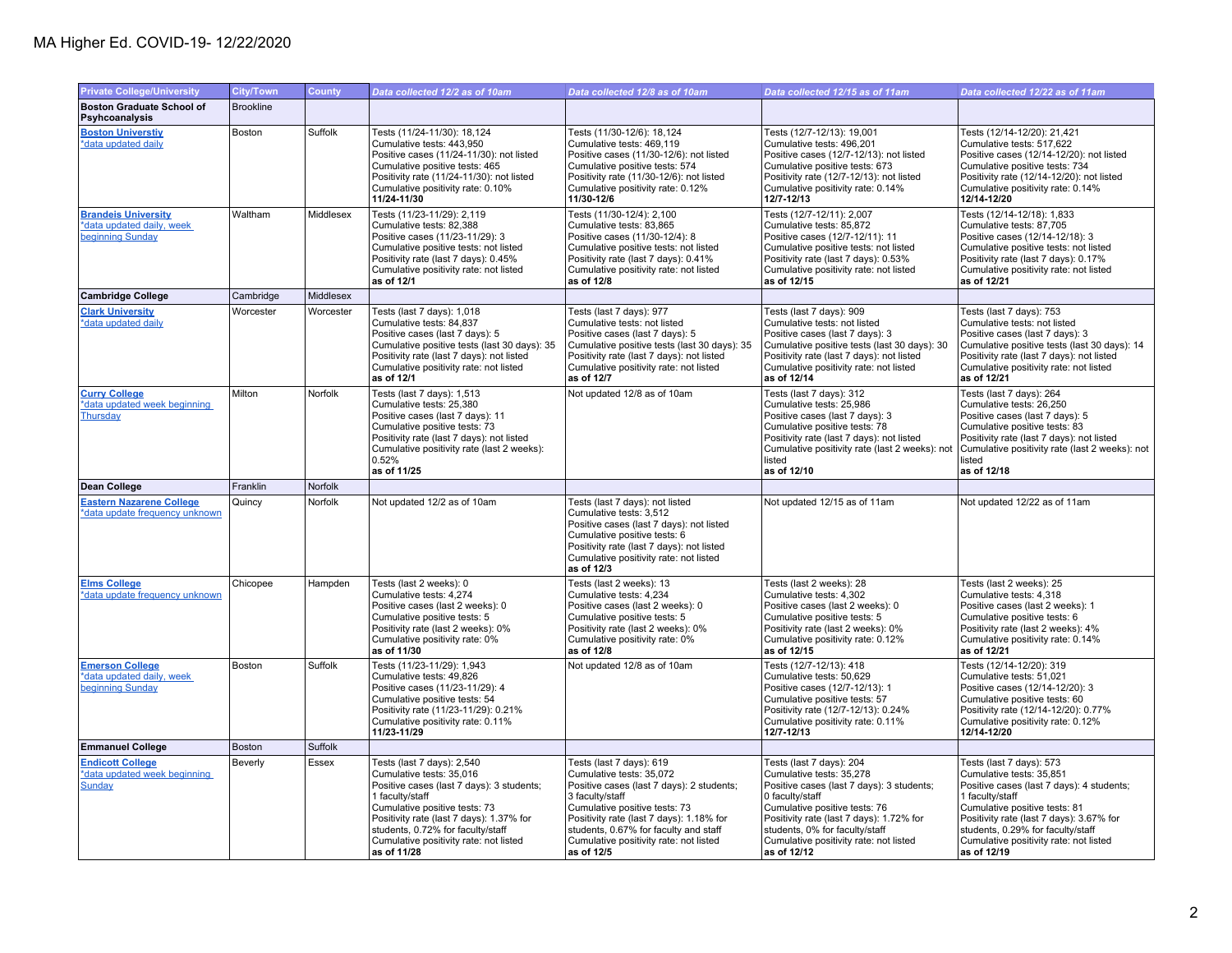# MA Higher Ed. COVID-19- 12/22/2020

| Private College/University | City/Town | County | Data collected 12/2 as of 10am | Data collected 12/8 as of 10am | Data collected 12/15 as of 11am | Data collected 12/22 as of 11am |
|---|---|---|---|---|---|---|
| **Boston Graduate School of Psyhcoanalysis** | Brookline | | | | | |
| **Boston Universtiy** *data updated daily | Boston | Suffolk | Tests (11/24-11/30): 18,124<br>Cumulative tests: 443,950<br>Positive cases (11/24-11/30): not listed<br>Cumulative positive tests: 465<br>Positivity rate (11/24-11/30): not listed<br>Cumulative positivity rate: 0.10%<br>**11/24-11/30** | Tests (11/30-12/6): 18,124<br>Cumulative tests: 469,119<br>Positive cases (11/30-12/6): not listed<br>Cumulative positive tests: 574<br>Positivity rate (11/30-12/6): not listed<br>Cumulative positivity rate: 0.12%<br>**11/30-12/6** | Tests (12/7-12/13): 19,001<br>Cumulative tests: 496,201<br>Positive cases (12/7-12/13): not listed<br>Cumulative positive tests: 673<br>Positivity rate (12/7-12/13): not listed<br>Cumulative positivity rate: 0.14%<br>**12/7-12/13** | Tests (12/14-12/20): 21,421<br>Cumulative tests: 517,622<br>Positive cases (12/14-12/20): not listed<br>Cumulative positive tests: 734<br>Positivity rate (12/14-12/20): not listed<br>Cumulative positivity rate: 0.14%<br>**12/14-12/20** |
| **Brandeis University** *data updated daily, week beginning Sunday | Waltham | Middlesex | Tests (11/23-11/29): 2,119<br>Cumulative tests: 82,388<br>Positive cases (11/23-11/29): 3<br>Cumulative positive tests: not listed<br>Positivity rate (last 7 days): 0.45%<br>Cumulative positivity rate: not listed<br>**as of 12/1** | Tests (11/30-12/4): 2,100<br>Cumulative tests: 83,865<br>Positive cases (11/30-12/4): 8<br>Cumulative positive tests: not listed<br>Positivity rate (last 7 days): 0.41%<br>Cumulative positivity rate: not listed<br>**as of 12/8** | Tests (12/7-12/11): 2,007<br>Cumulative tests: 85,872<br>Positive cases (12/7-12/11): 11<br>Cumulative positive tests: not listed<br>Positivity rate (last 7 days): 0.53%<br>Cumulative positivity rate: not listed<br>**as of 12/15** | Tests (12/14-12/18): 1,833<br>Cumulative tests: 87,705<br>Positive cases (12/14-12/18): 3<br>Cumulative positive tests: not listed<br>Positivity rate (last 7 days): 0.17%<br>Cumulative positivity rate: not listed<br>**as of 12/21** |
| **Cambridge College** | Cambridge | Middlesex | | | | |
| **Clark University** *data updated daily | Worcester | Worcester | Tests (last 7 days): 1,018<br>Cumulative tests: 84,837<br>Positive cases (last 7 days): 5<br>Cumulative positive tests (last 30 days): 35<br>Positivity rate (last 7 days): not listed<br>Cumulative positivity rate: not listed<br>**as of 12/1** | Tests (last 7 days): 977<br>Cumulative tests: not listed<br>Positive cases (last 7 days): 5<br>Cumulative positive tests (last 30 days): 35<br>Positivity rate (last 7 days): not listed<br>Cumulative positivity rate: not listed<br>**as of 12/7** | Tests (last 7 days): 909<br>Cumulative tests: not listed<br>Positive cases (last 7 days): 3<br>Cumulative positive tests (last 30 days): 30<br>Positivity rate (last 7 days): not listed<br>Cumulative positivity rate: not listed<br>**as of 12/14** | Tests (last 7 days): 753<br>Cumulative tests: not listed<br>Positive cases (last 7 days): 3<br>Cumulative positive tests (last 30 days): 14<br>Positivity rate (last 7 days): not listed<br>Cumulative positivity rate: not listed<br>**as of 12/21** |
| **Curry College** *data updated week beginning Thursday | Milton | Norfolk | Tests (last 7 days): 1,513<br>Cumulative tests: 25,380<br>Positive cases (last 7 days): 11<br>Cumulative positive tests: 73<br>Positivity rate (last 7 days): not listed<br>Cumulative positivity rate (last 2 weeks): 0.52%<br>**as of 11/25** | Not updated 12/8 as of 10am | Tests (last 7 days): 312<br>Cumulative tests: 25,986<br>Positive cases (last 7 days): 3<br>Cumulative positive tests: 78<br>Positivity rate (last 7 days): not listed<br>Cumulative positivity rate (last 2 weeks): not listed<br>**as of 12/10** | Tests (last 7 days): 264<br>Cumulative tests: 26,250<br>Positive cases (last 7 days): 5<br>Cumulative positive tests: 83<br>Positivity rate (last 7 days): not listed<br>Cumulative positivity rate (last 2 weeks): not listed<br>**as of 12/18** |
| **Dean College** | Franklin | Norfolk | | | | |
| **Eastern Nazarene College** *data update frequency unknown | Quincy | Norfolk | Not updated 12/2 as of 10am | Tests (last 7 days): not listed<br>Cumulative tests: 3,512<br>Positive cases (last 7 days): not listed<br>Cumulative positive tests: 6<br>Positivity rate (last 7 days): not listed<br>Cumulative positivity rate: not listed<br>**as of 12/3** | Not updated 12/15 as of 11am | Not updated 12/22 as of 11am |
| **Elms College** *data update frequency unknown | Chicopee | Hampden | Tests (last 2 weeks): 0<br>Cumulative tests: 4,274<br>Positive cases (last 2 weeks): 0<br>Cumulative positive tests: 5<br>Positivity rate (last 2 weeks): 0%<br>Cumulative positivity rate: 0%<br>**as of 11/30** | Tests (last 2 weeks): 13<br>Cumulative tests: 4,234<br>Positive cases (last 2 weeks): 0<br>Cumulative positive tests: 5<br>Positivity rate (last 2 weeks): 0%<br>Cumulative positivity rate: 0%<br>**as of 12/8** | Tests (last 2 weeks): 28<br>Cumulative tests: 4,302<br>Positive cases (last 2 weeks): 0<br>Cumulative positive tests: 5<br>Positivity rate (last 2 weeks): 0%<br>Cumulative positivity rate: 0.12%<br>**as of 12/15** | Tests (last 2 weeks): 25<br>Cumulative tests: 4,318<br>Positive cases (last 2 weeks): 1<br>Cumulative positive tests: 6<br>Positivity rate (last 2 weeks): 4%<br>Cumulative positivity rate: 0.14%<br>**as of 12/21** |
| **Emerson College** *data updated daily, week beginning Sunday | Boston | Suffolk | Tests (11/23-11/29): 1,943<br>Cumulative tests: 49,826<br>Positive cases (11/23-11/29): 4<br>Cumulative positive tests: 54<br>Positivity rate (11/23-11/29): 0.21%<br>Cumulative positivity rate: 0.11%<br>**11/23-11/29** | Not updated 12/8 as of 10am | Tests (12/7-12/13): 418<br>Cumulative tests: 50,629<br>Positive cases (12/7-12/13): 1<br>Cumulative positive tests: 57<br>Positivity rate (12/7-12/13): 0.24%<br>Cumulative positivity rate: 0.11%<br>**12/7-12/13** | Tests (12/14-12/20): 319<br>Cumulative tests: 51,021<br>Positive cases (12/14-12/20): 3<br>Cumulative positive tests: 60<br>Positivity rate (12/14-12/20): 0.77%<br>Cumulative positivity rate: 0.12%<br>**12/14-12/20** |
| **Emmanuel College** | Boston | Suffolk | | | | |
| **Endicott College** *data updated week beginning Sunday | Beverly | Essex | Tests (last 7 days): 2,540<br>Cumulative tests: 35,016<br>Positive cases (last 7 days): 3 students; 1 faculty/staff<br>Cumulative positive tests: 73<br>Positivity rate (last 7 days): 1.37% for students, 0.72% for faculty/staff<br>Cumulative positivity rate: not listed<br>**as of 11/28** | Tests (last 7 days): 619<br>Cumulative tests: 35,072<br>Positive cases (last 7 days): 2 students; 3 faculty/staff<br>Cumulative positive tests: 73<br>Positivity rate (last 7 days): 1.18% for students, 0.67% for faculty and staff<br>Cumulative positivity rate: not listed<br>**as of 12/5** | Tests (last 7 days): 204<br>Cumulative tests: 35,278<br>Positive cases (last 7 days): 3 students; 0 faculty/staff<br>Cumulative positive tests: 76<br>Positivity rate (last 7 days): 1.72% for students, 0% for faculty/staff<br>Cumulative positivity rate: not listed<br>**as of 12/12** | Tests (last 7 days): 573<br>Cumulative tests: 35,851<br>Positive cases (last 7 days): 4 students; 1 faculty/staff<br>Cumulative positive tests: 81<br>Positivity rate (last 7 days): 3.67% for students, 0.29% for faculty/staff<br>Cumulative positivity rate: not listed<br>**as of 12/19** |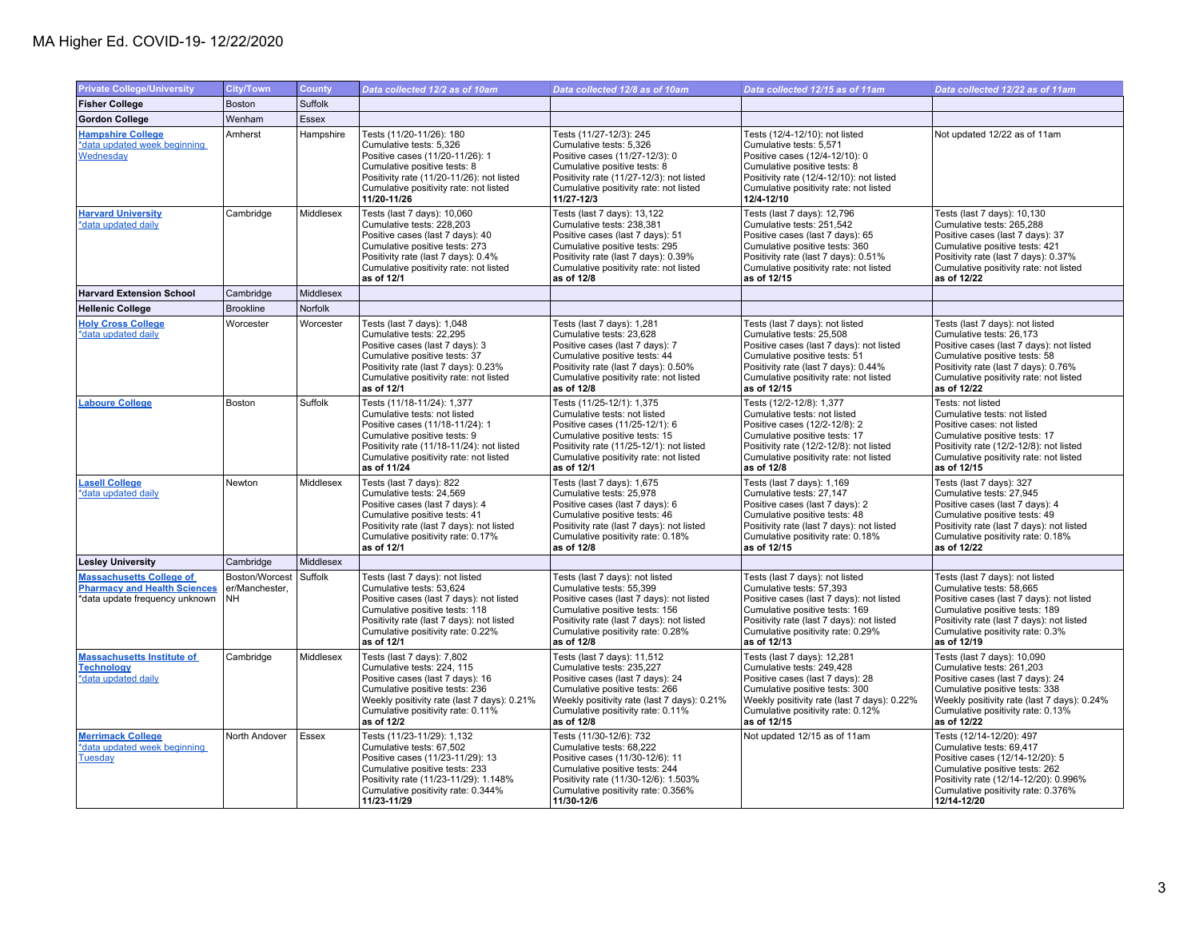# MA Higher Ed. COVID-19- 12/22/2020

| Private College/University | City/Town | County | Data collected 12/2 as of 10am | Data collected 12/8 as of 10am | Data collected 12/15 as of 11am | Data collected 12/22 as of 11am |
|---|---|---|---|---|---|---|
| **Fisher College** | Boston | Suffolk | | | | |
| **Gordon College** | Wenham | Essex | | | | |
| **Hampshire College** *data updated week beginning Wednesday | Amherst | Hampshire | Tests (11/20-11/26): 180<br>Cumulative tests: 5,326<br>Positive cases (11/20-11/26): 1<br>Cumulative positive tests: 8<br>Positivity rate (11/20-11/26): not listed<br>Cumulative positivity rate: not listed<br>**11/20-11/26** | Tests (11/27-12/3): 245<br>Cumulative tests: 5,326<br>Positive cases (11/27-12/3): 0<br>Cumulative positive tests: 8<br>Positivity rate (11/27-12/3): not listed<br>Cumulative positivity rate: not listed<br>**11/27-12/3** | Tests (12/4-12/10): not listed<br>Cumulative tests: 5,571<br>Positive cases (12/4-12/10): 0<br>Cumulative positive tests: 8<br>Positivity rate (12/4-12/10): not listed<br>Cumulative positivity rate: not listed<br>**12/4-12/10** | Not updated 12/22 as of 11am |
| **Harvard University** *data updated daily | Cambridge | Middlesex | Tests (last 7 days): 10,060<br>Cumulative tests: 228,203<br>Positive cases (last 7 days): 40<br>Cumulative positive tests: 273<br>Positivity rate (last 7 days): 0.4%<br>Cumulative positivity rate: not listed<br>**as of 12/1** | Tests (last 7 days): 13,122<br>Cumulative tests: 238,381<br>Positive cases (last 7 days): 51<br>Cumulative positive tests: 295<br>Positivity rate (last 7 days): 0.39%<br>Cumulative positivity rate: not listed<br>**as of 12/8** | Tests (last 7 days): 12,796<br>Cumulative tests: 251,542<br>Positive cases (last 7 days): 65<br>Cumulative positive tests: 360<br>Positivity rate (last 7 days): 0.51%<br>Cumulative positivity rate: not listed<br>**as of 12/15** | Tests (last 7 days): 10,130<br>Cumulative tests: 265,288<br>Positive cases (last 7 days): 37<br>Cumulative positive tests: 421<br>Positivity rate (last 7 days): 0.37%<br>Cumulative positivity rate: not listed<br>**as of 12/22** |
| **Harvard Extension School** | Cambridge | Middlesex | | | | |
| **Hellenic College** | Brookline | Norfolk | | | | |
| **Holy Cross College** *data updated daily | Worcester | Worcester | Tests (last 7 days): 1,048<br>Cumulative tests: 22,295<br>Positive cases (last 7 days): 3<br>Cumulative positive tests: 37<br>Positivity rate (last 7 days): 0.23%<br>Cumulative positivity rate: not listed<br>**as of 12/1** | Tests (last 7 days): 1,281<br>Cumulative tests: 23,628<br>Positive cases (last 7 days): 7<br>Cumulative positive tests: 44<br>Positivity rate (last 7 days): 0.50%<br>Cumulative positivity rate: not listed<br>**as of 12/8** | Tests (last 7 days): not listed<br>Cumulative tests: 25,508<br>Positive cases (last 7 days): not listed<br>Cumulative positive tests: 51<br>Positivity rate (last 7 days): 0.44%<br>Cumulative positivity rate: not listed<br>**as of 12/15** | Tests (last 7 days): not listed<br>Cumulative tests: 26,173<br>Positive cases (last 7 days): not listed<br>Cumulative positive tests: 58<br>Positivity rate (last 7 days): 0.76%<br>Cumulative positivity rate: not listed<br>**as of 12/22** |
| **Laboure College** | Boston | Suffolk | Tests (11/18-11/24): 1,377<br>Cumulative tests: not listed<br>Positive cases (11/18-11/24): 1<br>Cumulative positive tests: 9<br>Positivity rate (11/18-11/24): not listed<br>Cumulative positivity rate: not listed<br>**as of 11/24** | Tests (11/25-12/1): 1,375<br>Cumulative tests: not listed<br>Positive cases (11/25-12/1): 6<br>Cumulative positive tests: 15<br>Positivity rate (11/25-12/1): not listed<br>Cumulative positivity rate: not listed<br>**as of 12/1** | Tests (12/2-12/8): 1,377<br>Cumulative tests: not listed<br>Positive cases (12/2-12/8): 2<br>Cumulative positive tests: 17<br>Positivity rate (12/2-12/8): not listed<br>Cumulative positivity rate: not listed<br>**as of 12/8** | Tests: not listed<br>Cumulative tests: not listed<br>Positive cases: not listed<br>Cumulative positive tests: 17<br>Positivity rate (12/2-12/8): not listed<br>Cumulative positivity rate: not listed<br>**as of 12/15** |
| **Lasell College** *data updated daily | Newton | Middlesex | Tests (last 7 days): 822<br>Cumulative tests: 24,569<br>Positive cases (last 7 days): 4<br>Cumulative positive tests: 41<br>Positivity rate (last 7 days): not listed<br>Cumulative positivity rate: 0.17%<br>**as of 12/1** | Tests (last 7 days): 1,675<br>Cumulative tests: 25,978<br>Positive cases (last 7 days): 6<br>Cumulative positive tests: 46<br>Positivity rate (last 7 days): not listed<br>Cumulative positivity rate: 0.18%<br>**as of 12/8** | Tests (last 7 days): 1,169<br>Cumulative tests: 27,147<br>Positive cases (last 7 days): 2<br>Cumulative positive tests: 48<br>Positivity rate (last 7 days): not listed<br>Cumulative positivity rate: 0.18%<br>**as of 12/15** | Tests (last 7 days): 327<br>Cumulative tests: 27,945<br>Positive cases (last 7 days): 4<br>Cumulative positive tests: 49<br>Positivity rate (last 7 days): not listed<br>Cumulative positivity rate: 0.18%<br>**as of 12/22** |
| **Lesley University** | Cambridge | Middlesex | | | | |
| **Massachusetts College of Pharmacy and Health Sciences** *data update frequency unknown | Boston/Worcester/Manchester, NH | Suffolk | Tests (last 7 days): not listed<br>Cumulative tests: 53,624<br>Positive cases (last 7 days): not listed<br>Cumulative positive tests: 118<br>Positivity rate (last 7 days): not listed<br>Cumulative positivity rate: 0.22%<br>**as of 12/1** | Tests (last 7 days): not listed<br>Cumulative tests: 55,399<br>Positive cases (last 7 days): not listed<br>Cumulative positive tests: 156<br>Positivity rate (last 7 days): not listed<br>Cumulative positivity rate: 0.28%<br>**as of 12/8** | Tests (last 7 days): not listed<br>Cumulative tests: 57,393<br>Positive cases (last 7 days): not listed<br>Cumulative positive tests: 169<br>Positivity rate (last 7 days): not listed<br>Cumulative positivity rate: 0.29%<br>**as of 12/13** | Tests (last 7 days): not listed<br>Cumulative tests: 58,665<br>Positive cases (last 7 days): not listed<br>Cumulative positive tests: 189<br>Positivity rate (last 7 days): not listed<br>Cumulative positivity rate: 0.3%<br>**as of 12/19** |
| **Massachusetts Institute of Technology** *data updated daily | Cambridge | Middlesex | Tests (last 7 days): 7,802<br>Cumulative tests: 224, 115<br>Positive cases (last 7 days): 16<br>Cumulative positive tests: 236<br>Weekly positivity rate (last 7 days): 0.21%<br>Cumulative positivity rate: 0.11%<br>**as of 12/2** | Tests (last 7 days): 11,512<br>Cumulative tests: 235,227<br>Positive cases (last 7 days): 24<br>Cumulative positive tests: 266<br>Weekly positivity rate (last 7 days): 0.21%<br>Cumulative positivity rate: 0.11%<br>**as of 12/8** | Tests (last 7 days): 12,281<br>Cumulative tests: 249,428<br>Positive cases (last 7 days): 28<br>Cumulative positive tests: 300<br>Weekly positivity rate (last 7 days): 0.22%<br>Cumulative positivity rate: 0.12%<br>**as of 12/15** | Tests (last 7 days): 10,090<br>Cumulative tests: 261,203<br>Positive cases (last 7 days): 24<br>Cumulative positive tests: 338<br>Weekly positivity rate (last 7 days): 0.24%<br>Cumulative positivity rate: 0.13%<br>**as of 12/22** |
| **Merrimack College** *data updated week beginning Tuesday | North Andover | Essex | Tests (11/23-11/29): 1,132<br>Cumulative tests: 67,502<br>Positive cases (11/23-11/29): 13<br>Cumulative positive tests: 233<br>Positivity rate (11/23-11/29): 1.148%<br>Cumulative positivity rate: 0.344%<br>**11/23-11/29** | Tests (11/30-12/6): 732<br>Cumulative tests: 68,222<br>Positive cases (11/30-12/6): 11<br>Cumulative positive tests: 244<br>Positivity rate (11/30-12/6): 1.503%<br>Cumulative positivity rate: 0.356%<br>**11/30-12/6** | Not updated 12/15 as of 11am | Tests (12/14-12/20): 497<br>Cumulative tests: 69,417<br>Positive cases (12/14-12/20): 5<br>Cumulative positive tests: 262<br>Positivity rate (12/14-12/20): 0.996%<br>Cumulative positivity rate: 0.376%<br>**12/14-12/20** |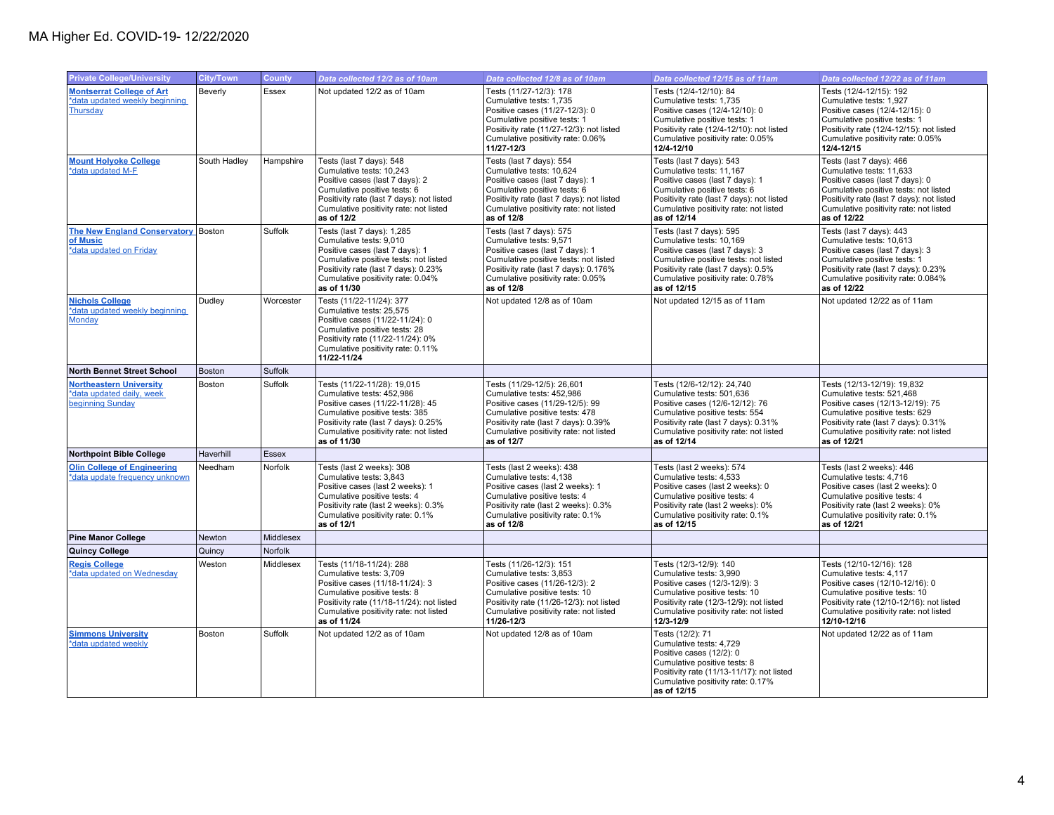# MA Higher Ed. COVID-19- 12/22/2020

| Private College/University | City/Town | County | Data collected 12/2 as of 10am | Data collected 12/8 as of 10am | Data collected 12/15 as of 11am | Data collected 12/22 as of 11am |
|---|---|---|---|---|---|---|
| **Montserrat College of Art**<br>*data updated weekly beginning Thursday | Beverly | Essex | Not updated 12/2 as of 10am | Tests (11/27-12/3): 178<br>Cumulative tests: 1,735<br>Positive cases (11/27-12/3): 0<br>Cumulative positive tests: 1<br>Positivity rate (11/27-12/3): not listed<br>Cumulative positivity rate: 0.06%<br>**11/27-12/3** | Tests (12/4-12/10): 84<br>Cumulative tests: 1,735<br>Positive cases (12/4-12/10): 0<br>Cumulative positive tests: 1<br>Positivity rate (12/4-12/10): not listed<br>Cumulative positivity rate: 0.05%<br>**12/4-12/10** | Tests (12/4-12/15): 192<br>Cumulative tests: 1,927<br>Positive cases (12/4-12/15): 0<br>Cumulative positive tests: 1<br>Positivity rate (12/4-12/15): not listed<br>Cumulative positivity rate: 0.05%<br>**12/4-12/15** |
| **Mount Holyoke College**<br>*data updated M-F | South Hadley | Hampshire | Tests (last 7 days): 548<br>Cumulative tests: 10,243<br>Positive cases (last 7 days): 2<br>Cumulative positive tests: 6<br>Positivity rate (last 7 days): not listed<br>Cumulative positivity rate: not listed<br>**as of 12/2** | Tests (last 7 days): 554<br>Cumulative tests: 10,624<br>Positive cases (last 7 days): 1<br>Cumulative positive tests: 6<br>Positivity rate (last 7 days): not listed<br>Cumulative positivity rate: not listed<br>**as of 12/8** | Tests (last 7 days): 543<br>Cumulative tests: 11,167<br>Positive cases (last 7 days): 1<br>Cumulative positive tests: 6<br>Positivity rate (last 7 days): not listed<br>Cumulative positivity rate: not listed<br>**as of 12/14** | Tests (last 7 days): 466<br>Cumulative tests: 11,633<br>Positive cases (last 7 days): 0<br>Cumulative positive tests: not listed<br>Positivity rate (last 7 days): not listed<br>Cumulative positivity rate: not listed<br>**as of 12/22** |
| **The New England Conservatory of Music**<br>*data updated on Friday | Boston | Suffolk | Tests (last 7 days): 1,285<br>Cumulative tests: 9,010<br>Positive cases (last 7 days): 1<br>Cumulative positive tests: not listed<br>Positivity rate (last 7 days): 0.23%<br>Cumulative positivity rate: 0.04%<br>**as of 11/30** | Tests (last 7 days): 575<br>Cumulative tests: 9,571<br>Positive cases (last 7 days): 1<br>Cumulative positive tests: not listed<br>Positivity rate (last 7 days): 0.176%<br>Cumulative positivity rate: 0.05%<br>**as of 12/8** | Tests (last 7 days): 595<br>Cumulative tests: 10,169<br>Positive cases (last 7 days): 3<br>Cumulative positive tests: not listed<br>Positivity rate (last 7 days): 0.5%<br>Cumulative positivity rate: 0.78%<br>**as of 12/15** | Tests (last 7 days): 443<br>Cumulative tests: 10,613<br>Positive cases (last 7 days): 3<br>Cumulative positive tests: 1<br>Positivity rate (last 7 days): 0.23%<br>Cumulative positivity rate: 0.084%<br>**as of 12/22** |
| **Nichols College**<br>*data updated weekly beginning Monday | Dudley | Worcester | Tests (11/22-11/24): 377<br>Cumulative tests: 25,575<br>Positive cases (11/22-11/24): 0<br>Cumulative positive tests: 28<br>Positivity rate (11/22-11/24): 0%<br>Cumulative positivity rate: 0.11%<br>**11/22-11/24** | Not updated 12/8 as of 10am | Not updated 12/15 as of 11am | Not updated 12/22 as of 11am |
| **North Bennet Street School** | Boston | Suffolk | | | | |
| **Northeastern University**<br>*data updated daily, week beginning Sunday | Boston | Suffolk | Tests (11/22-11/28): 19,015<br>Cumulative tests: 452,986<br>Positive cases (11/22-11/28): 45<br>Cumulative positive tests: 385<br>Positivity rate (last 7 days): 0.25%<br>Cumulative positivity rate: not listed<br>**as of 11/30** | Tests (11/29-12/5): 26,601<br>Cumulative tests: 452,986<br>Positive cases (11/29-12/5): 99<br>Cumulative positive tests: 478<br>Positivity rate (last 7 days): 0.39%<br>Cumulative positivity rate: not listed<br>**as of 12/7** | Tests (12/6-12/12): 24,740<br>Cumulative tests: 501,636<br>Positive cases (12/6-12/12): 76<br>Cumulative positive tests: 554<br>Positivity rate (last 7 days): 0.31%<br>Cumulative positivity rate: not listed<br>**as of 12/14** | Tests (12/13-12/19): 19,832<br>Cumulative tests: 521,468<br>Positive cases (12/13-12/19): 75<br>Cumulative positive tests: 629<br>Positivity rate (last 7 days): 0.31%<br>Cumulative positivity rate: not listed<br>**as of 12/21** |
| **Northpoint Bible College** | Haverhill | Essex | | | | |
| **Olin College of Engineering**<br>*data update frequency unknown | Needham | Norfolk | Tests (last 2 weeks): 308<br>Cumulative tests: 3,843<br>Positive cases (last 2 weeks): 1<br>Cumulative positive tests: 4<br>Positivity rate (last 2 weeks): 0.3%<br>Cumulative positivity rate: 0.1%<br>**as of 12/1** | Tests (last 2 weeks): 438<br>Cumulative tests: 4,138<br>Positive cases (last 2 weeks): 1<br>Cumulative positive tests: 4<br>Positivity rate (last 2 weeks): 0.3%<br>Cumulative positivity rate: 0.1%<br>**as of 12/8** | Tests (last 2 weeks): 574<br>Cumulative tests: 4,533<br>Positive cases (last 2 weeks): 0<br>Cumulative positive tests: 4<br>Positivity rate (last 2 weeks): 0%<br>Cumulative positivity rate: 0.1%<br>**as of 12/15** | Tests (last 2 weeks): 446<br>Cumulative tests: 4,716<br>Positive cases (last 2 weeks): 0<br>Cumulative positive tests: 4<br>Positivity rate (last 2 weeks): 0%<br>Cumulative positivity rate: 0.1%<br>**as of 12/21** |
| **Pine Manor College** | Newton | Middlesex | | | | |
| **Quincy College** | Quincy | Norfolk | | | | |
| **Regis College**<br>*data updated on Wednesday | Weston | Middlesex | Tests (11/18-11/24): 288<br>Cumulative tests: 3,709<br>Positive cases (11/18-11/24): 3<br>Cumulative positive tests: 8<br>Positivity rate (11/18-11/24): not listed<br>Cumulative positivity rate: not listed<br>**as of 11/24** | Tests (11/26-12/3): 151<br>Cumulative tests: 3,853<br>Positive cases (11/26-12/3): 2<br>Cumulative positive tests: 10<br>Positivity rate (11/26-12/3): not listed<br>Cumulative positivity rate: not listed<br>**11/26-12/3** | Tests (12/3-12/9): 140<br>Cumulative tests: 3,990<br>Positive cases (12/3-12/9): 3<br>Cumulative positive tests: 10<br>Positivity rate (12/3-12/9): not listed<br>Cumulative positivity rate: not listed<br>**12/3-12/9** | Tests (12/10-12/16): 128<br>Cumulative tests: 4,117<br>Positive cases (12/10-12/16): 0<br>Cumulative positive tests: 10<br>Positivity rate (12/10-12/16): not listed<br>Cumulative positivity rate: not listed<br>**12/10-12/16** |
| **Simmons University**<br>*data updated weekly | Boston | Suffolk | Not updated 12/2 as of 10am | Not updated 12/8 as of 10am | Tests (12/2): 71<br>Cumulative tests: 4,729<br>Positive cases (12/2): 0<br>Cumulative positive tests: 8<br>Positivity rate (11/13-11/17): not listed<br>Cumulative positivity rate: 0.17%<br>**as of 12/15** | Not updated 12/22 as of 11am |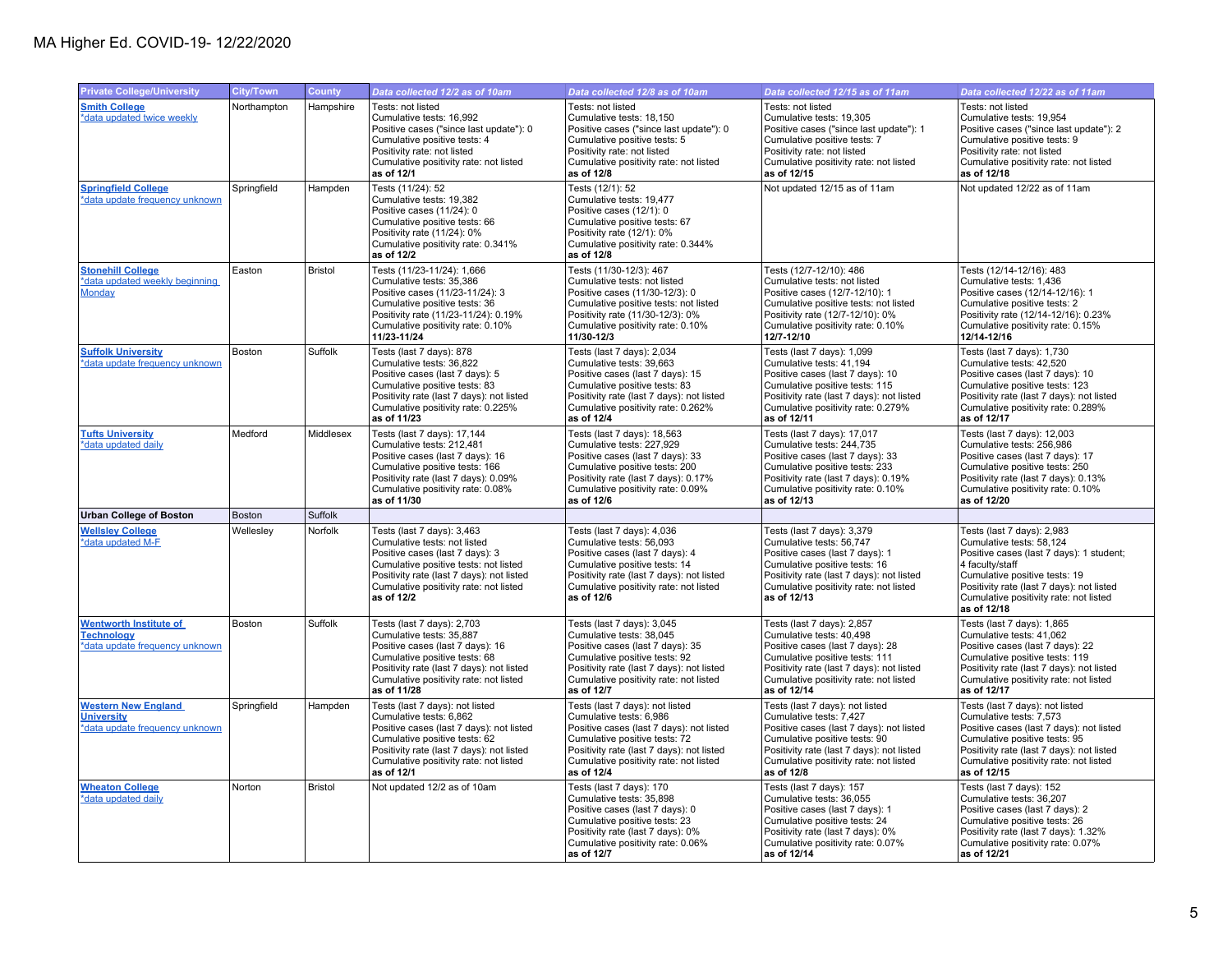# MA Higher Ed. COVID-19- 12/22/2020

| Private College/University | City/Town | County | Data collected 12/2 as of 10am | Data collected 12/8 as of 10am | Data collected 12/15 as of 11am | Data collected 12/22 as of 11am |
|---|---|---|---|---|---|---|
| **Smith College**<br>*data updated twice weekly | Northampton | Hampshire | Tests: not listed<br>Cumulative tests: 16,992<br>Positive cases ("since last update"): 0<br>Cumulative positive tests: 4<br>Positivity rate: not listed<br>Cumulative positivity rate: not listed<br>**as of 12/1** | Tests: not listed<br>Cumulative tests: 18,150<br>Positive cases ("since last update"): 0<br>Cumulative positive tests: 5<br>Positivity rate: not listed<br>Cumulative positivity rate: not listed<br>**as of 12/8** | Tests: not listed<br>Cumulative tests: 19,305<br>Positive cases ("since last update"): 1<br>Cumulative positive tests: 7<br>Positivity rate: not listed<br>Cumulative positivity rate: not listed<br>**as of 12/15** | Tests: not listed<br>Cumulative tests: 19,954<br>Positive cases ("since last update"): 2<br>Cumulative positive tests: 9<br>Positivity rate: not listed<br>Cumulative positivity rate: not listed<br>**as of 12/18** |
| **Springfield College**<br>*data update frequency unknown | Springfield | Hampden | Tests (11/24): 52<br>Cumulative tests: 19,382<br>Positive cases (11/24): 0<br>Cumulative positive tests: 66<br>Positivity rate (11/24): 0%<br>Cumulative positivity rate: 0.341%<br>**as of 12/2** | Tests (12/1): 52<br>Cumulative tests: 19,477<br>Positive cases (12/1): 0<br>Cumulative positive tests: 67<br>Positivity rate (12/1): 0%<br>Cumulative positivity rate: 0.344%<br>**as of 12/8** | Not updated 12/15 as of 11am | Not updated 12/22 as of 11am |
| **Stonehill College**<br>*data updated weekly beginning Monday | Easton | Bristol | Tests (11/23-11/24): 1,666<br>Cumulative tests: 35,386<br>Positive cases (11/23-11/24): 3<br>Cumulative positive tests: 36<br>Positivity rate (11/23-11/24): 0.19%<br>Cumulative positivity rate: 0.10%<br>**11/23-11/24** | Tests (11/30-12/3): 467<br>Cumulative tests: not listed<br>Positive cases (11/30-12/3): 0<br>Cumulative positive tests: not listed<br>Positivity rate (11/30-12/3): 0%<br>Cumulative positivity rate: 0.10%<br>**11/30-12/3** | Tests (12/7-12/10): 486<br>Cumulative tests: not listed<br>Positive cases (12/7-12/10): 1<br>Cumulative positive tests: not listed<br>Positivity rate (12/7-12/10): 0%<br>Cumulative positivity rate: 0.10%<br>**12/7-12/10** | Tests (12/14-12/16): 483<br>Cumulative tests: 1,436<br>Positive cases (12/14-12/16): 1<br>Cumulative positive tests: 2<br>Positivity rate (12/14-12/16): 0.23%<br>Cumulative positivity rate: 0.15%<br>**12/14-12/16** |
| **Suffolk University**<br>*data update frequency unknown | Boston | Suffolk | Tests (last 7 days): 878<br>Cumulative tests: 36,822<br>Positive cases (last 7 days): 5<br>Cumulative positive tests: 83<br>Positivity rate (last 7 days): not listed<br>Cumulative positivity rate: 0.225%<br>**as of 11/23** | Tests (last 7 days): 2,034<br>Cumulative tests: 39,663<br>Positive cases (last 7 days): 15<br>Cumulative positive tests: 83<br>Positivity rate (last 7 days): not listed<br>Cumulative positivity rate: 0.262%<br>**as of 12/4** | Tests (last 7 days): 1,099<br>Cumulative tests: 41,194<br>Positive cases (last 7 days): 10<br>Cumulative positive tests: 115<br>Positivity rate (last 7 days): not listed<br>Cumulative positivity rate: 0.279%<br>**as of 12/11** | Tests (last 7 days): 1,730<br>Cumulative tests: 42,520<br>Positive cases (last 7 days): 10<br>Cumulative positive tests: 123<br>Positivity rate (last 7 days): not listed<br>Cumulative positivity rate: 0.289%<br>**as of 12/17** |
| **Tufts University**<br>*data updated daily | Medford | Middlesex | Tests (last 7 days): 17,144<br>Cumulative tests: 212,481<br>Positive cases (last 7 days): 16<br>Cumulative positive tests: 166<br>Positivity rate (last 7 days): 0.09%<br>Cumulative positivity rate: 0.08%<br>**as of 11/30** | Tests (last 7 days): 18,563<br>Cumulative tests: 227,929<br>Positive cases (last 7 days): 33<br>Cumulative positive tests: 200<br>Positivity rate (last 7 days): 0.17%<br>Cumulative positivity rate: 0.09%<br>**as of 12/6** | Tests (last 7 days): 17,017<br>Cumulative tests: 244,735<br>Positive cases (last 7 days): 33<br>Cumulative positive tests: 233<br>Positivity rate (last 7 days): 0.19%<br>Cumulative positivity rate: 0.10%<br>**as of 12/13** | Tests (last 7 days): 12,003<br>Cumulative tests: 256,986<br>Positive cases (last 7 days): 17<br>Cumulative positive tests: 250<br>Positivity rate (last 7 days): 0.13%<br>Cumulative positivity rate: 0.10%<br>**as of 12/20** |
| **Urban College of Boston** | Boston | Suffolk | | | | |
| **Wellesley College**<br>*data updated M-F | Wellesley | Norfolk | Tests (last 7 days): 3,463<br>Cumulative tests: not listed<br>Positive cases (last 7 days): 3<br>Cumulative positive tests: not listed<br>Positivity rate (last 7 days): not listed<br>Cumulative positivity rate: not listed<br>**as of 12/2** | Tests (last 7 days): 4,036<br>Cumulative tests: 56,093<br>Positive cases (last 7 days): 4<br>Cumulative positive tests: 14<br>Positivity rate (last 7 days): not listed<br>Cumulative positivity rate: not listed<br>**as of 12/6** | Tests (last 7 days): 3,379<br>Cumulative tests: 56,747<br>Positive cases (last 7 days): 1<br>Cumulative positive tests: 16<br>Positivity rate (last 7 days): not listed<br>Cumulative positivity rate: not listed<br>**as of 12/13** | Tests (last 7 days): 2,983<br>Cumulative tests: 58,124<br>Positive cases (last 7 days): 1 student; 4 faculty/staff<br>Cumulative positive tests: 19<br>Positivity rate (last 7 days): not listed<br>Cumulative positivity rate: not listed<br>**as of 12/18** |
| **Wentworth Institute of Technology**<br>*data update frequency unknown | Boston | Suffolk | Tests (last 7 days): 2,703<br>Cumulative tests: 35,887<br>Positive cases (last 7 days): 16<br>Cumulative positive tests: 68<br>Positivity rate (last 7 days): not listed<br>Cumulative positivity rate: not listed<br>**as of 11/28** | Tests (last 7 days): 3,045<br>Cumulative tests: 38,045<br>Positive cases (last 7 days): 35<br>Cumulative positive tests: 92<br>Positivity rate (last 7 days): not listed<br>Cumulative positivity rate: not listed<br>**as of 12/7** | Tests (last 7 days): 2,857<br>Cumulative tests: 40,498<br>Positive cases (last 7 days): 28<br>Cumulative positive tests: 111<br>Positivity rate (last 7 days): not listed<br>Cumulative positivity rate: not listed<br>**as of 12/14** | Tests (last 7 days): 1,865<br>Cumulative tests: 41,062<br>Positive cases (last 7 days): 22<br>Cumulative positive tests: 119<br>Positivity rate (last 7 days): not listed<br>Cumulative positivity rate: not listed<br>**as of 12/17** |
| **Western New England University**<br>*data update frequency unknown | Springfield | Hampden | Tests (last 7 days): not listed<br>Cumulative tests: 6,862<br>Positive cases (last 7 days): not listed<br>Cumulative positive tests: 62<br>Positivity rate (last 7 days): not listed<br>Cumulative positivity rate: not listed<br>**as of 12/1** | Tests (last 7 days): not listed<br>Cumulative tests: 6,986<br>Positive cases (last 7 days): not listed<br>Cumulative positive tests: 72<br>Positivity rate (last 7 days): not listed<br>Cumulative positivity rate: not listed<br>**as of 12/4** | Tests (last 7 days): not listed<br>Cumulative tests: 7,427<br>Positive cases (last 7 days): not listed<br>Cumulative positive tests: 90<br>Positivity rate (last 7 days): not listed<br>Cumulative positivity rate: not listed<br>**as of 12/8** | Tests (last 7 days): not listed<br>Cumulative tests: 7,573<br>Positive cases (last 7 days): not listed<br>Cumulative positive tests: 95<br>Positivity rate (last 7 days): not listed<br>Cumulative positivity rate: not listed<br>**as of 12/15** |
| **Wheaton College**<br>*data updated daily | Norton | Bristol | Not updated 12/2 as of 10am | Tests (last 7 days): 170<br>Cumulative tests: 35,898<br>Positive cases (last 7 days): 0<br>Cumulative positive tests: 23<br>Positivity rate (last 7 days): 0%<br>Cumulative positivity rate: 0.06%<br>**as of 12/7** | Tests (last 7 days): 157<br>Cumulative tests: 36,055<br>Positive cases (last 7 days): 1<br>Cumulative positive tests: 24<br>Positivity rate (last 7 days): 0%<br>Cumulative positivity rate: 0.07%<br>**as of 12/14** | Tests (last 7 days): 152<br>Cumulative tests: 36,207<br>Positive cases (last 7 days): 2<br>Cumulative positive tests: 26<br>Positivity rate (last 7 days): 1.32%<br>Cumulative positivity rate: 0.07%<br>**as of 12/21** |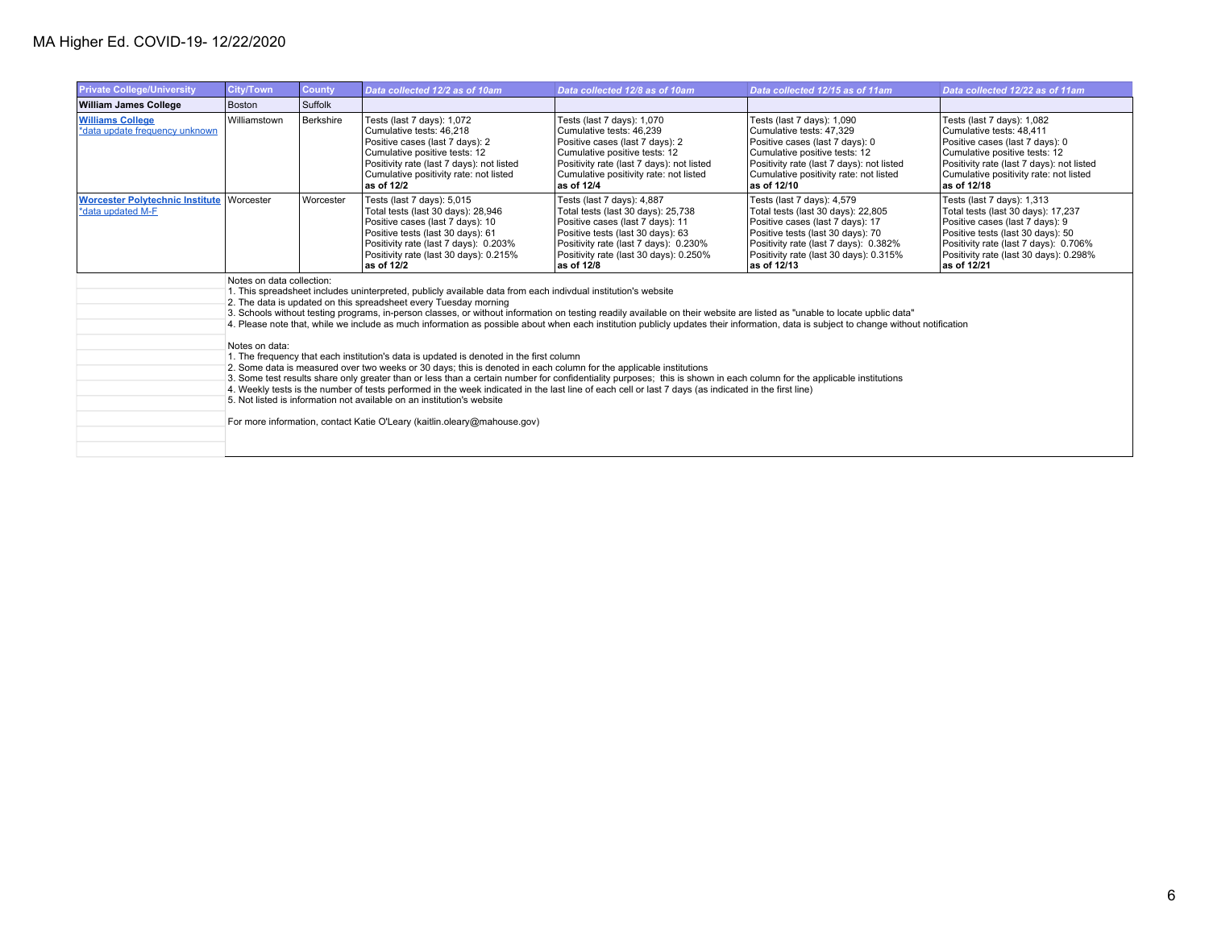MA Higher Ed. COVID-19- 12/22/2020

| Private College/University | City/Town | County | Data collected 12/2 as of 10am | Data collected 12/8 as of 10am | Data collected 12/15 as of 11am | Data collected 12/22 as of 11am |
|---|---|---|---|---|---|---|
| **William James College** | Boston | Suffolk | | | | |
| **Williams College** *data update frequency unknown | Williamstown | Berkshire | Tests (last 7 days): 1,072<br>Cumulative tests: 46,218<br>Positive cases (last 7 days): 2<br>Cumulative positive tests: 12<br>Positivity rate (last 7 days): not listed<br>Cumulative positivity rate: not listed<br>**as of 12/2** | Tests (last 7 days): 1,070<br>Cumulative tests: 46,239<br>Positive cases (last 7 days): 2<br>Cumulative positive tests: 12<br>Positivity rate (last 7 days): not listed<br>Cumulative positivity rate: not listed<br>**as of 12/4** | Tests (last 7 days): 1,090<br>Cumulative tests: 47,329<br>Positive cases (last 7 days): 0<br>Cumulative positive tests: 12<br>Positivity rate (last 7 days): not listed<br>Cumulative positivity rate: not listed<br>**as of 12/10** | Tests (last 7 days): 1,082<br>Cumulative tests: 48,411<br>Positive cases (last 7 days): 0<br>Cumulative positive tests: 12<br>Positivity rate (last 7 days): not listed<br>Cumulative positivity rate: not listed<br>**as of 12/18** |
| **Worcester Polytechnic Institute** *data updated M-F | Worcester | Worcester | Tests (last 7 days): 5,015<br>Total tests (last 30 days): 28,946<br>Positive cases (last 7 days): 10<br>Positive tests (last 30 days): 61<br>Positivity rate (last 7 days): 0.203%<br>Positivity rate (last 30 days): 0.215%<br>**as of 12/2** | Tests (last 7 days): 4,887<br>Total tests (last 30 days): 25,738<br>Positive cases (last 7 days): 11<br>Positive tests (last 30 days): 63<br>Positivity rate (last 7 days): 0.230%<br>Positivity rate (last 30 days): 0.250%<br>**as of 12/8** | Tests (last 7 days): 4,579<br>Total tests (last 30 days): 22,805<br>Positive cases (last 7 days): 17<br>Positive tests (last 30 days): 70<br>Positivity rate (last 7 days): 0.382%<br>Positivity rate (last 30 days): 0.315%<br>**as of 12/13** | Tests (last 7 days): 1,313<br>Total tests (last 30 days): 17,237<br>Positive cases (last 7 days): 9<br>Positive tests (last 30 days): 50<br>Positivity rate (last 7 days): 0.706%<br>Positivity rate (last 30 days): 0.298%<br>**as of 12/21** |

Notes on data collection:
1. This spreadsheet includes uninterpreted, publicly available data from each indivdual institution's website
2. The data is updated on this spreadsheet every Tuesday morning
3. Schools without testing programs, in-person classes, or without information on testing readily available on their website are listed as "unable to locate upblic data"
4. Please note that, while we include as much information as possible about when each institution publicly updates their information, data is subject to change without notification

Notes on data:
1. The frequency that each institution's data is updated is denoted in the first column
2. Some data is measured over two weeks or 30 days; this is denoted in each column for the applicable institutions
3. Some test results share only greater than or less than a certain number for confidentiality purposes; this is shown in each column for the applicable institutions
4. Weekly tests is the number of tests performed in the week indicated in the last line of each cell or last 7 days (as indicated in the first line)
5. Not listed is information not available on an institution's website

For more information, contact Katie O'Leary (kaitlin.oleary@mahouse.gov)